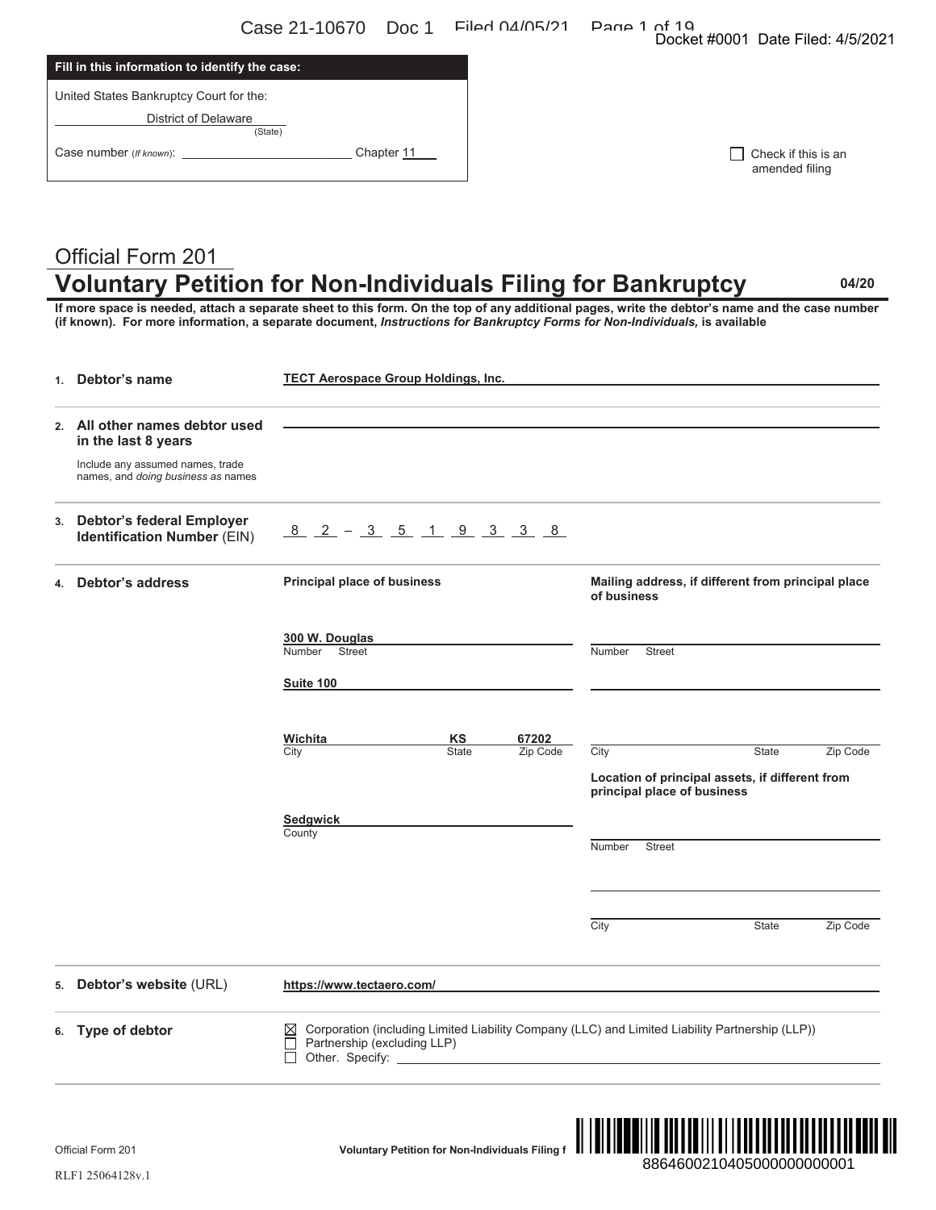**Fill in this information to identify the case:**

United States Bankruptcy Court for the:

District of Delaware
(State)

Case number (*If known*): ______________________ Chapter 11

☐ Check if this is an amended filing

Official Form 201

# Voluntary Petition for Non-Individuals Filing for Bankruptcy

04/20

**If more space is needed, attach a separate sheet to this form. On the top of any additional pages, write the debtor's name and the case number (if known). For more information, a separate document, *Instructions for Bankruptcy Forms for Non-Individuals,* is available**

**1. Debtor's name**

TECT Aerospace Group Holdings, Inc.

**2. All other names debtor used in the last 8 years**

Include any assumed names, trade names, and *doing business as* names

**3. Debtor's federal Employer Identification Number (EIN)**

82 – 3519338

**4. Debtor's address**

**Principal place of business**

300 W. Douglas
Number Street

Suite 100

Wichita, KS 67202
City State Zip Code

Sedgwick
County

**Mailing address, if different from principal place of business**

Number Street

City State Zip Code

**Location of principal assets, if different from principal place of business**

Number Street

City State Zip Code

**5. Debtor's website (URL)**

https://www.tectaero.com/

**6. Type of debtor**

☒ Corporation (including Limited Liability Company (LLC) and Limited Liability Partnership (LLP))
☐ Partnership (excluding LLP)
☐ Other. Specify: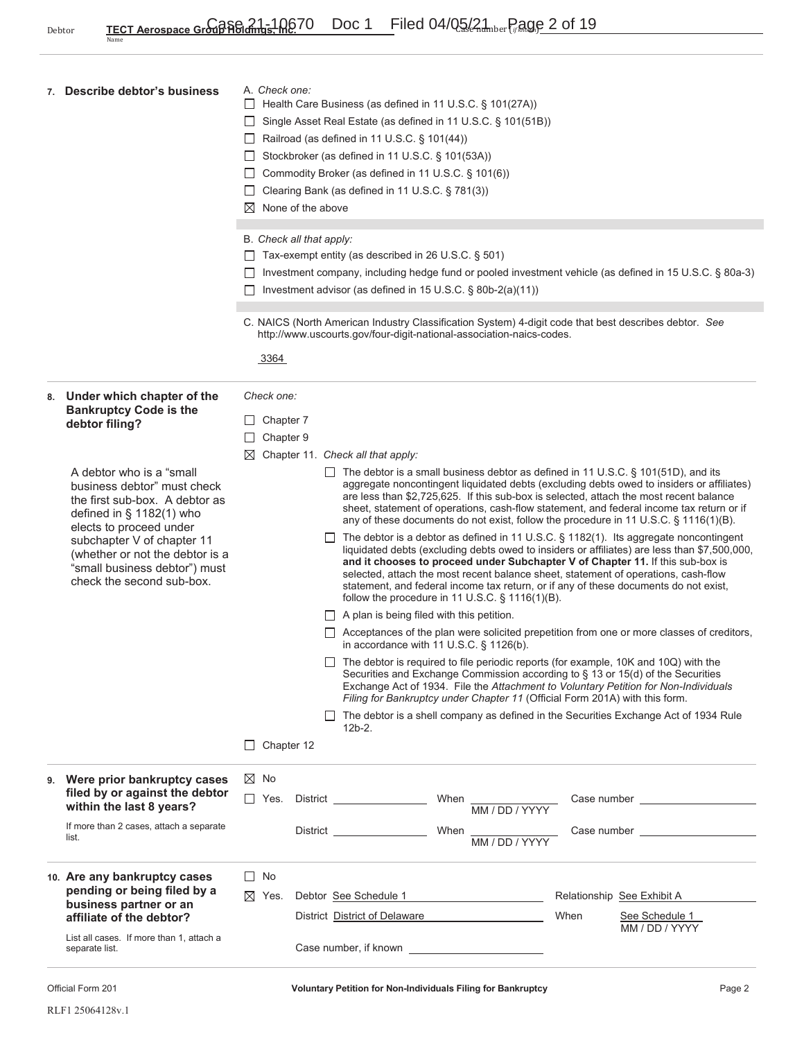Debtor **TECT Aerospace Group Holdings, Inc.** Case number (if known) ____________
Name

**7. Describe debtor's business**

A. *Check one:*

☐ Health Care Business (as defined in 11 U.S.C. § 101(27A))
☐ Single Asset Real Estate (as defined in 11 U.S.C. § 101(51B))
☐ Railroad (as defined in 11 U.S.C. § 101(44))
☐ Stockbroker (as defined in 11 U.S.C. § 101(53A))
☐ Commodity Broker (as defined in 11 U.S.C. § 101(6))
☐ Clearing Bank (as defined in 11 U.S.C. § 781(3))
☒ None of the above

B. *Check all that apply:*

☐ Tax-exempt entity (as described in 26 U.S.C. § 501)
☐ Investment company, including hedge fund or pooled investment vehicle (as defined in 15 U.S.C. § 80a-3)
☐ Investment advisor (as defined in 15 U.S.C. § 80b-2(a)(11))

C. NAICS (North American Industry Classification System) 4-digit code that best describes debtor. *See* http://www.uscourts.gov/four-digit-national-association-naics-codes.

3364

**8. Under which chapter of the Bankruptcy Code is the debtor filing?**

A debtor who is a "small business debtor" must check the first sub-box. A debtor as defined in § 1182(1) who elects to proceed under subchapter V of chapter 11 (whether or not the debtor is a "small business debtor") must check the second sub-box.

*Check one:*

☐ Chapter 7
☐ Chapter 9
☒ Chapter 11. *Check all that apply:*

- ☐ The debtor is a small business debtor as defined in 11 U.S.C. § 101(51D), and its aggregate noncontingent liquidated debts (excluding debts owed to insiders or affiliates) are less than $2,725,625. If this sub-box is selected, attach the most recent balance sheet, statement of operations, cash-flow statement, and federal income tax return or if any of these documents do not exist, follow the procedure in 11 U.S.C. § 1116(1)(B).
- ☐ The debtor is a debtor as defined in 11 U.S.C. § 1182(1). Its aggregate noncontingent liquidated debts (excluding debts owed to insiders or affiliates) are less than $7,500,000, **and it chooses to proceed under Subchapter V of Chapter 11.** If this sub-box is selected, attach the most recent balance sheet, statement of operations, cash-flow statement, and federal income tax return, or if any of these documents do not exist, follow the procedure in 11 U.S.C. § 1116(1)(B).
- ☐ A plan is being filed with this petition.
- ☐ Acceptances of the plan were solicited prepetition from one or more classes of creditors, in accordance with 11 U.S.C. § 1126(b).
- ☐ The debtor is required to file periodic reports (for example, 10K and 10Q) with the Securities and Exchange Commission according to § 13 or 15(d) of the Securities Exchange Act of 1934. File the *Attachment to Voluntary Petition for Non-Individuals Filing for Bankruptcy under Chapter 11* (Official Form 201A) with this form.
- ☐ The debtor is a shell company as defined in the Securities Exchange Act of 1934 Rule 12b-2.

☐ Chapter 12

**9. Were prior bankruptcy cases filed by or against the debtor within the last 8 years?**

If more than 2 cases, attach a separate list.

☒ No
☐ Yes. District ____________ When ____________ (MM / DD / YYYY) Case number ____________
District ____________ When ____________ (MM / DD / YYYY) Case number ____________

**10. Are any bankruptcy cases pending or being filed by a business partner or an affiliate of the debtor?**

List all cases. If more than 1, attach a separate list.

☐ No
☒ Yes. Debtor See Schedule 1 Relationship See Exhibit A
District District of Delaware When See Schedule 1 (MM / DD / YYYY)
Case number, if known ____________

Official Form 201 **Voluntary Petition for Non-Individuals Filing for Bankruptcy**

RLF1 25064128v.1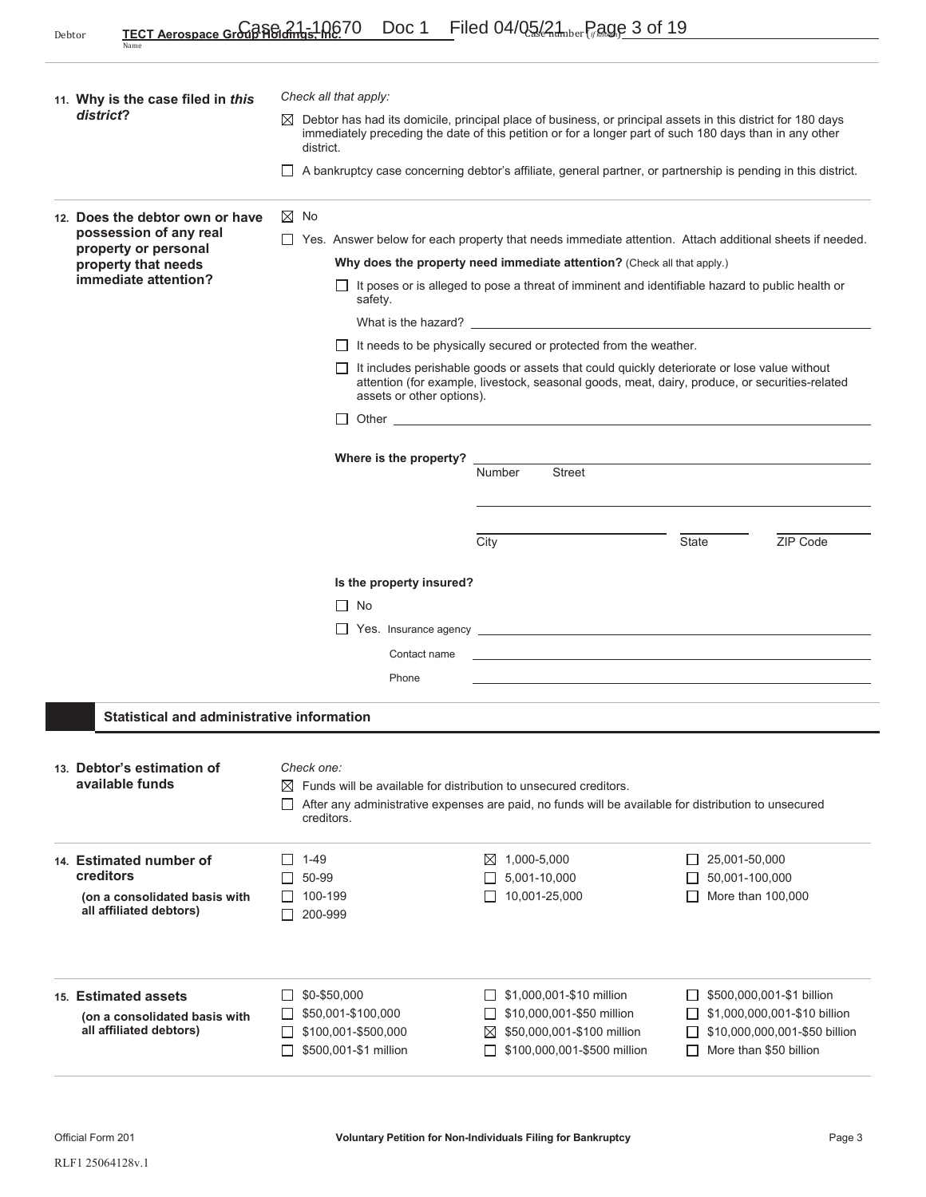Debtor **TECT Aerospace Group Holdings, Inc.** Case number (if known) ______

**11. Why is the case filed in *this* district?**

*Check all that apply:*

☒ Debtor has had its domicile, principal place of business, or principal assets in this district for 180 days immediately preceding the date of this petition or for a longer part of such 180 days than in any other district.

☐ A bankruptcy case concerning debtor's affiliate, general partner, or partnership is pending in this district.

**12. Does the debtor own or have possession of any real property or personal property that needs immediate attention?**

☒ No

☐ Yes. Answer below for each property that needs immediate attention. Attach additional sheets if needed.

**Why does the property need immediate attention?** (Check all that apply.)

☐ It poses or is alleged to pose a threat of imminent and identifiable hazard to public health or safety.

What is the hazard? ______

☐ It needs to be physically secured or protected from the weather.

☐ It includes perishable goods or assets that could quickly deteriorate or lose value without attention (for example, livestock, seasonal goods, meat, dairy, produce, or securities-related assets or other options).

☐ Other ______

**Where is the property?** ______
Number Street

______
City State ZIP Code

**Is the property insured?**

☐ No

☐ Yes. Insurance agency ______

Contact name ______

Phone ______

## Statistical and administrative information

**13. Debtor's estimation of available funds**

*Check one:*

☒ Funds will be available for distribution to unsecured creditors.

☐ After any administrative expenses are paid, no funds will be available for distribution to unsecured creditors.

**14. Estimated number of creditors**
**(on a consolidated basis with all affiliated debtors)**

| | | |
|---|---|---|
| ☐ 1-49 | ☒ 1,000-5,000 | ☐ 25,001-50,000 |
| ☐ 50-99 | ☐ 5,001-10,000 | ☐ 50,001-100,000 |
| ☐ 100-199 | ☐ 10,001-25,000 | ☐ More than 100,000 |
| ☐ 200-999 | | |

**15. Estimated assets**
**(on a consolidated basis with all affiliated debtors)**

| | | |
|---|---|---|
| ☐ $0-$50,000 | ☐ $1,000,001-$10 million | ☐ $500,000,001-$1 billion |
| ☐ $50,001-$100,000 | ☐ $10,000,001-$50 million | ☐ $1,000,000,001-$10 billion |
| ☐ $100,001-$500,000 | ☒ $50,000,001-$100 million | ☐ $10,000,000,001-$50 billion |
| ☐ $500,001-$1 million | ☐ $100,000,001-$500 million | ☐ More than $50 billion |

Official Form 201 Voluntary Petition for Non-Individuals Filing for Bankruptcy

RLF1 25064128v.1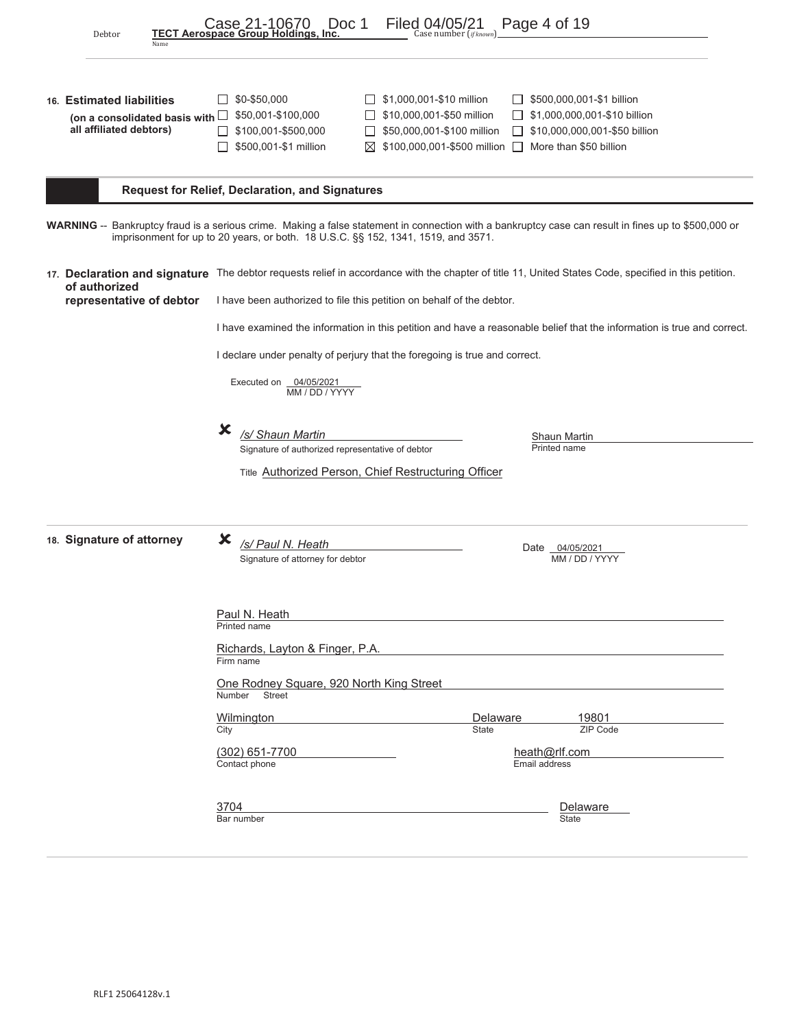Debtor **TECT Aerospace Group Holdings, Inc.** Case number (if known)

**16. Estimated liabilities (on a consolidated basis with all affiliated debtors)**

| | | |
|---|---|---|
| ☐ $0-$50,000 | ☐ $1,000,001-$10 million | ☐ $500,000,001-$1 billion |
| ☐ $50,001-$100,000 | ☐ $10,000,001-$50 million | ☐ $1,000,000,001-$10 billion |
| ☐ $100,001-$500,000 | ☐ $50,000,001-$100 million | ☐ $10,000,000,001-$50 billion |
| ☐ $500,001-$1 million | ☒ $100,000,001-$500 million | ☐ More than $50 billion |

## Request for Relief, Declaration, and Signatures

**WARNING** -- Bankruptcy fraud is a serious crime. Making a false statement in connection with a bankruptcy case can result in fines up to $500,000 or imprisonment for up to 20 years, or both. 18 U.S.C. §§ 152, 1341, 1519, and 3571.

**17. Declaration and signature of authorized representative of debtor**

The debtor requests relief in accordance with the chapter of title 11, United States Code, specified in this petition.

I have been authorized to file this petition on behalf of the debtor.

I have examined the information in this petition and have a reasonable belief that the information is true and correct.

I declare under penalty of perjury that the foregoing is true and correct.

Executed on 04/05/2021
MM / DD / YYYY

✘ */s/ Shaun Martin*
Signature of authorized representative of debtor

Shaun Martin
Printed name

Title Authorized Person, Chief Restructuring Officer

**18. Signature of attorney**

✘ */s/ Paul N. Heath*
Signature of attorney for debtor

Date 04/05/2021
MM / DD / YYYY

Paul N. Heath
Printed name

Richards, Layton & Finger, P.A.
Firm name

One Rodney Square, 920 North King Street
Number Street

Wilmington — City
Delaware — State
19801 — ZIP Code

(302) 651-7700 — Contact phone
heath@rlf.com — Email address

3704 — Bar number
Delaware — State

RLF1 25064128v.1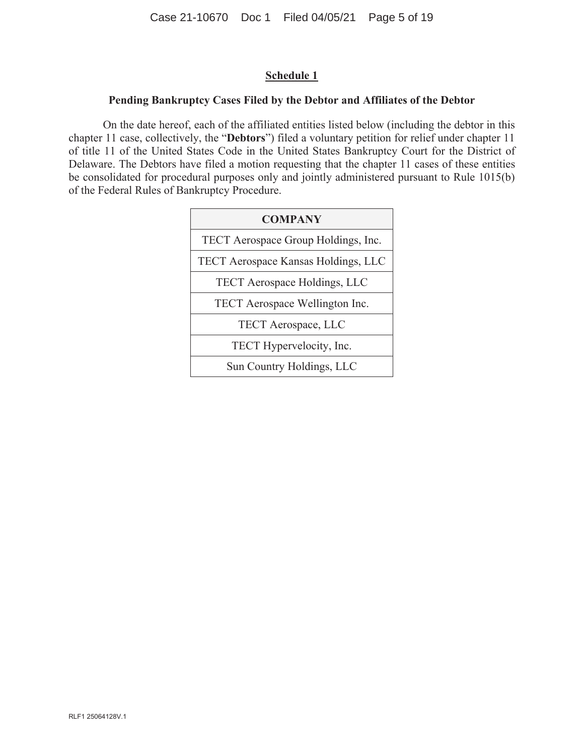## Schedule 1

### Pending Bankruptcy Cases Filed by the Debtor and Affiliates of the Debtor

On the date hereof, each of the affiliated entities listed below (including the debtor in this chapter 11 case, collectively, the "**Debtors**") filed a voluntary petition for relief under chapter 11 of title 11 of the United States Code in the United States Bankruptcy Court for the District of Delaware. The Debtors have filed a motion requesting that the chapter 11 cases of these entities be consolidated for procedural purposes only and jointly administered pursuant to Rule 1015(b) of the Federal Rules of Bankruptcy Procedure.

| COMPANY |
|---|
| TECT Aerospace Group Holdings, Inc. |
| TECT Aerospace Kansas Holdings, LLC |
| TECT Aerospace Holdings, LLC |
| TECT Aerospace Wellington Inc. |
| TECT Aerospace, LLC |
| TECT Hypervelocity, Inc. |
| Sun Country Holdings, LLC |

RLF1 25064128V.1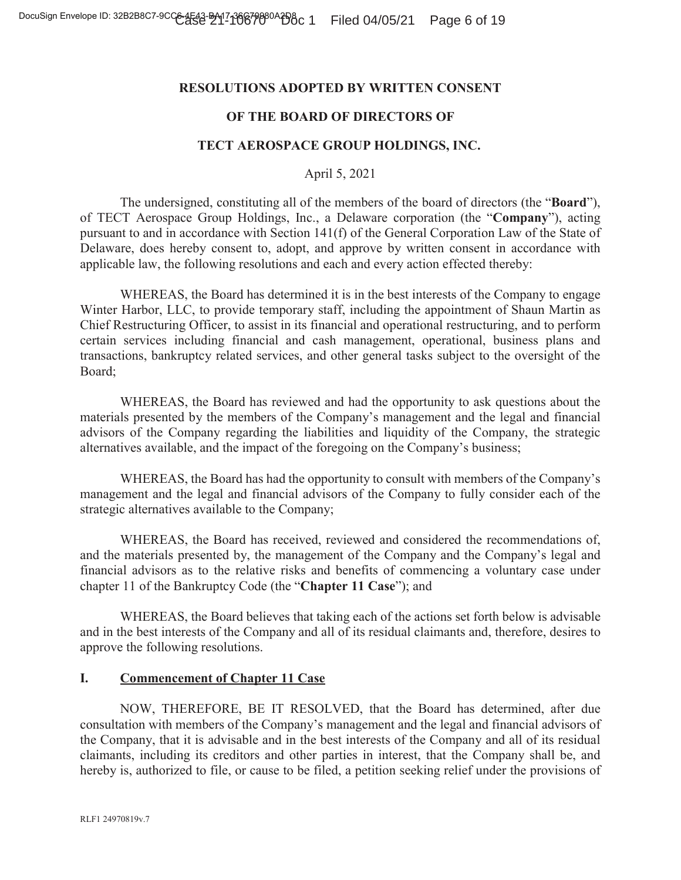**RESOLUTIONS ADOPTED BY WRITTEN CONSENT**

**OF THE BOARD OF DIRECTORS OF**

**TECT AEROSPACE GROUP HOLDINGS, INC.**

April 5, 2021

The undersigned, constituting all of the members of the board of directors (the "**Board**"), of TECT Aerospace Group Holdings, Inc., a Delaware corporation (the "**Company**"), acting pursuant to and in accordance with Section 141(f) of the General Corporation Law of the State of Delaware, does hereby consent to, adopt, and approve by written consent in accordance with applicable law, the following resolutions and each and every action effected thereby:

WHEREAS, the Board has determined it is in the best interests of the Company to engage Winter Harbor, LLC, to provide temporary staff, including the appointment of Shaun Martin as Chief Restructuring Officer, to assist in its financial and operational restructuring, and to perform certain services including financial and cash management, operational, business plans and transactions, bankruptcy related services, and other general tasks subject to the oversight of the Board;

WHEREAS, the Board has reviewed and had the opportunity to ask questions about the materials presented by the members of the Company's management and the legal and financial advisors of the Company regarding the liabilities and liquidity of the Company, the strategic alternatives available, and the impact of the foregoing on the Company's business;

WHEREAS, the Board has had the opportunity to consult with members of the Company's management and the legal and financial advisors of the Company to fully consider each of the strategic alternatives available to the Company;

WHEREAS, the Board has received, reviewed and considered the recommendations of, and the materials presented by, the management of the Company and the Company's legal and financial advisors as to the relative risks and benefits of commencing a voluntary case under chapter 11 of the Bankruptcy Code (the "**Chapter 11 Case**"); and

WHEREAS, the Board believes that taking each of the actions set forth below is advisable and in the best interests of the Company and all of its residual claimants and, therefore, desires to approve the following resolutions.

## I. Commencement of Chapter 11 Case

NOW, THEREFORE, BE IT RESOLVED, that the Board has determined, after due consultation with members of the Company's management and the legal and financial advisors of the Company, that it is advisable and in the best interests of the Company and all of its residual claimants, including its creditors and other parties in interest, that the Company shall be, and hereby is, authorized to file, or cause to be filed, a petition seeking relief under the provisions of

RLF1 24970819v.7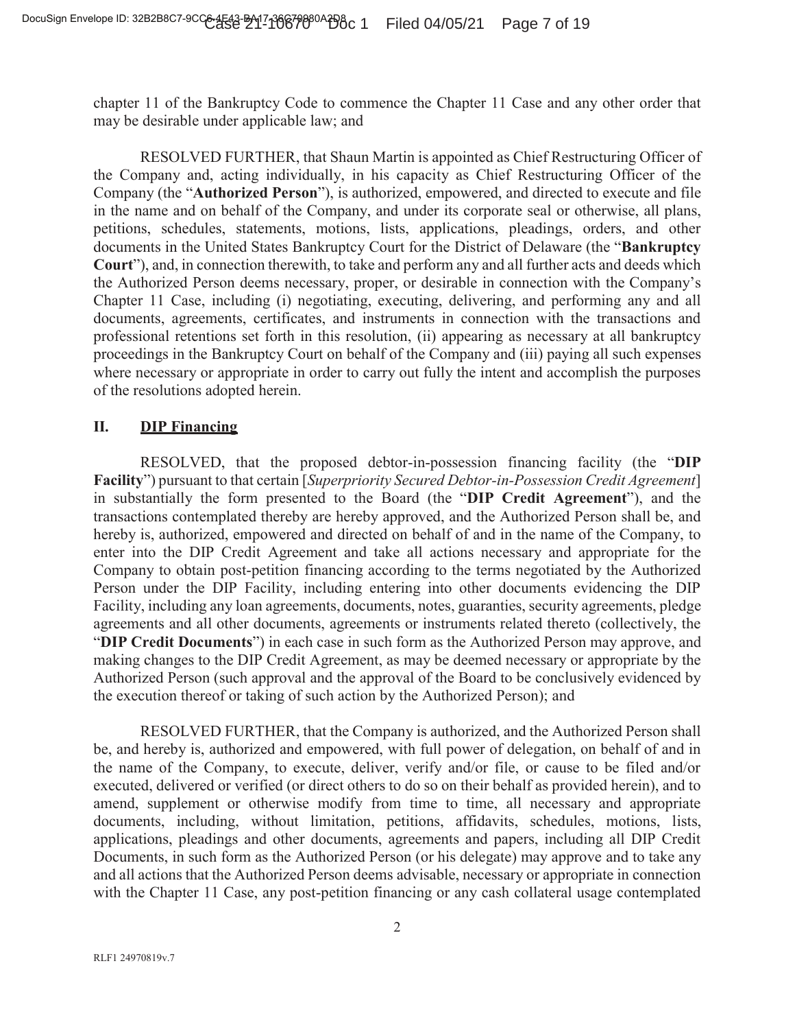chapter 11 of the Bankruptcy Code to commence the Chapter 11 Case and any other order that may be desirable under applicable law; and

RESOLVED FURTHER, that Shaun Martin is appointed as Chief Restructuring Officer of the Company and, acting individually, in his capacity as Chief Restructuring Officer of the Company (the "**Authorized Person**"), is authorized, empowered, and directed to execute and file in the name and on behalf of the Company, and under its corporate seal or otherwise, all plans, petitions, schedules, statements, motions, lists, applications, pleadings, orders, and other documents in the United States Bankruptcy Court for the District of Delaware (the "**Bankruptcy Court**"), and, in connection therewith, to take and perform any and all further acts and deeds which the Authorized Person deems necessary, proper, or desirable in connection with the Company's Chapter 11 Case, including (i) negotiating, executing, delivering, and performing any and all documents, agreements, certificates, and instruments in connection with the transactions and professional retentions set forth in this resolution, (ii) appearing as necessary at all bankruptcy proceedings in the Bankruptcy Court on behalf of the Company and (iii) paying all such expenses where necessary or appropriate in order to carry out fully the intent and accomplish the purposes of the resolutions adopted herein.

## II. DIP Financing

RESOLVED, that the proposed debtor-in-possession financing facility (the "**DIP Facility**") pursuant to that certain [*Superpriority Secured Debtor-in-Possession Credit Agreement*] in substantially the form presented to the Board (the "**DIP Credit Agreement**"), and the transactions contemplated thereby are hereby approved, and the Authorized Person shall be, and hereby is, authorized, empowered and directed on behalf of and in the name of the Company, to enter into the DIP Credit Agreement and take all actions necessary and appropriate for the Company to obtain post-petition financing according to the terms negotiated by the Authorized Person under the DIP Facility, including entering into other documents evidencing the DIP Facility, including any loan agreements, documents, notes, guaranties, security agreements, pledge agreements and all other documents, agreements or instruments related thereto (collectively, the "**DIP Credit Documents**") in each case in such form as the Authorized Person may approve, and making changes to the DIP Credit Agreement, as may be deemed necessary or appropriate by the Authorized Person (such approval and the approval of the Board to be conclusively evidenced by the execution thereof or taking of such action by the Authorized Person); and

RESOLVED FURTHER, that the Company is authorized, and the Authorized Person shall be, and hereby is, authorized and empowered, with full power of delegation, on behalf of and in the name of the Company, to execute, deliver, verify and/or file, or cause to be filed and/or executed, delivered or verified (or direct others to do so on their behalf as provided herein), and to amend, supplement or otherwise modify from time to time, all necessary and appropriate documents, including, without limitation, petitions, affidavits, schedules, motions, lists, applications, pleadings and other documents, agreements and papers, including all DIP Credit Documents, in such form as the Authorized Person (or his delegate) may approve and to take any and all actions that the Authorized Person deems advisable, necessary or appropriate in connection with the Chapter 11 Case, any post-petition financing or any cash collateral usage contemplated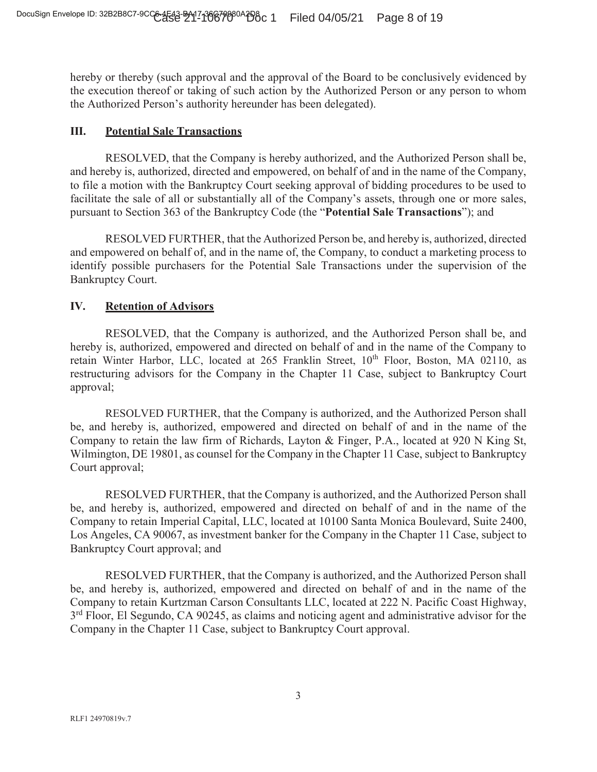hereby or thereby (such approval and the approval of the Board to be conclusively evidenced by the execution thereof or taking of such action by the Authorized Person or any person to whom the Authorized Person's authority hereunder has been delegated).

## III. Potential Sale Transactions

RESOLVED, that the Company is hereby authorized, and the Authorized Person shall be, and hereby is, authorized, directed and empowered, on behalf of and in the name of the Company, to file a motion with the Bankruptcy Court seeking approval of bidding procedures to be used to facilitate the sale of all or substantially all of the Company's assets, through one or more sales, pursuant to Section 363 of the Bankruptcy Code (the "**Potential Sale Transactions**"); and

RESOLVED FURTHER, that the Authorized Person be, and hereby is, authorized, directed and empowered on behalf of, and in the name of, the Company, to conduct a marketing process to identify possible purchasers for the Potential Sale Transactions under the supervision of the Bankruptcy Court.

## IV. Retention of Advisors

RESOLVED, that the Company is authorized, and the Authorized Person shall be, and hereby is, authorized, empowered and directed on behalf of and in the name of the Company to retain Winter Harbor, LLC, located at 265 Franklin Street, 10th Floor, Boston, MA 02110, as restructuring advisors for the Company in the Chapter 11 Case, subject to Bankruptcy Court approval;

RESOLVED FURTHER, that the Company is authorized, and the Authorized Person shall be, and hereby is, authorized, empowered and directed on behalf of and in the name of the Company to retain the law firm of Richards, Layton & Finger, P.A., located at 920 N King St, Wilmington, DE 19801, as counsel for the Company in the Chapter 11 Case, subject to Bankruptcy Court approval;

RESOLVED FURTHER, that the Company is authorized, and the Authorized Person shall be, and hereby is, authorized, empowered and directed on behalf of and in the name of the Company to retain Imperial Capital, LLC, located at 10100 Santa Monica Boulevard, Suite 2400, Los Angeles, CA 90067, as investment banker for the Company in the Chapter 11 Case, subject to Bankruptcy Court approval; and

RESOLVED FURTHER, that the Company is authorized, and the Authorized Person shall be, and hereby is, authorized, empowered and directed on behalf of and in the name of the Company to retain Kurtzman Carson Consultants LLC, located at 222 N. Pacific Coast Highway, 3rd Floor, El Segundo, CA 90245, as claims and noticing agent and administrative advisor for the Company in the Chapter 11 Case, subject to Bankruptcy Court approval.

RLF1 24970819v.7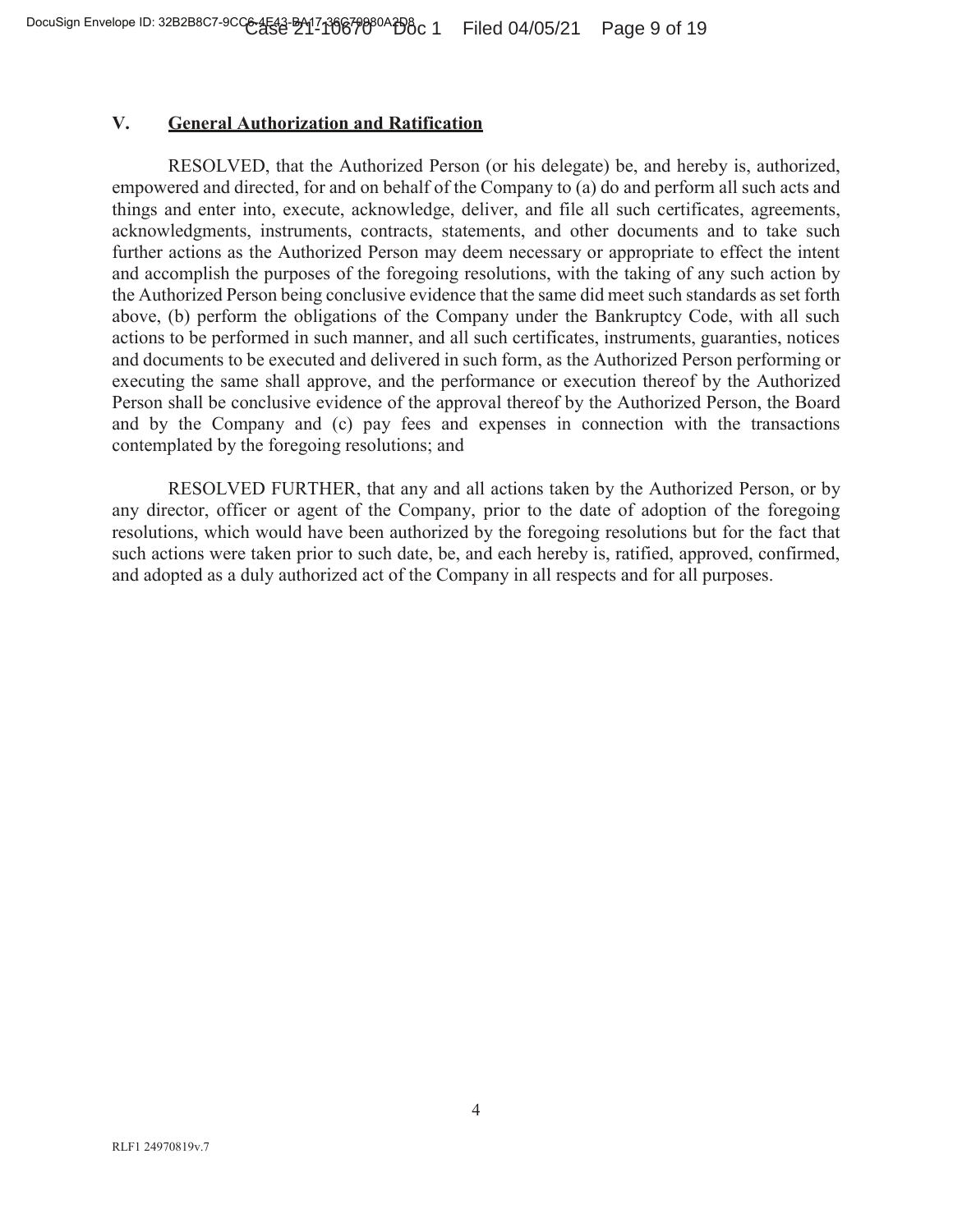## V. General Authorization and Ratification

RESOLVED, that the Authorized Person (or his delegate) be, and hereby is, authorized, empowered and directed, for and on behalf of the Company to (a) do and perform all such acts and things and enter into, execute, acknowledge, deliver, and file all such certificates, agreements, acknowledgments, instruments, contracts, statements, and other documents and to take such further actions as the Authorized Person may deem necessary or appropriate to effect the intent and accomplish the purposes of the foregoing resolutions, with the taking of any such action by the Authorized Person being conclusive evidence that the same did meet such standards as set forth above, (b) perform the obligations of the Company under the Bankruptcy Code, with all such actions to be performed in such manner, and all such certificates, instruments, guaranties, notices and documents to be executed and delivered in such form, as the Authorized Person performing or executing the same shall approve, and the performance or execution thereof by the Authorized Person shall be conclusive evidence of the approval thereof by the Authorized Person, the Board and by the Company and (c) pay fees and expenses in connection with the transactions contemplated by the foregoing resolutions; and

RESOLVED FURTHER, that any and all actions taken by the Authorized Person, or by any director, officer or agent of the Company, prior to the date of adoption of the foregoing resolutions, which would have been authorized by the foregoing resolutions but for the fact that such actions were taken prior to such date, be, and each hereby is, ratified, approved, confirmed, and adopted as a duly authorized act of the Company in all respects and for all purposes.

RLF1 24970819v.7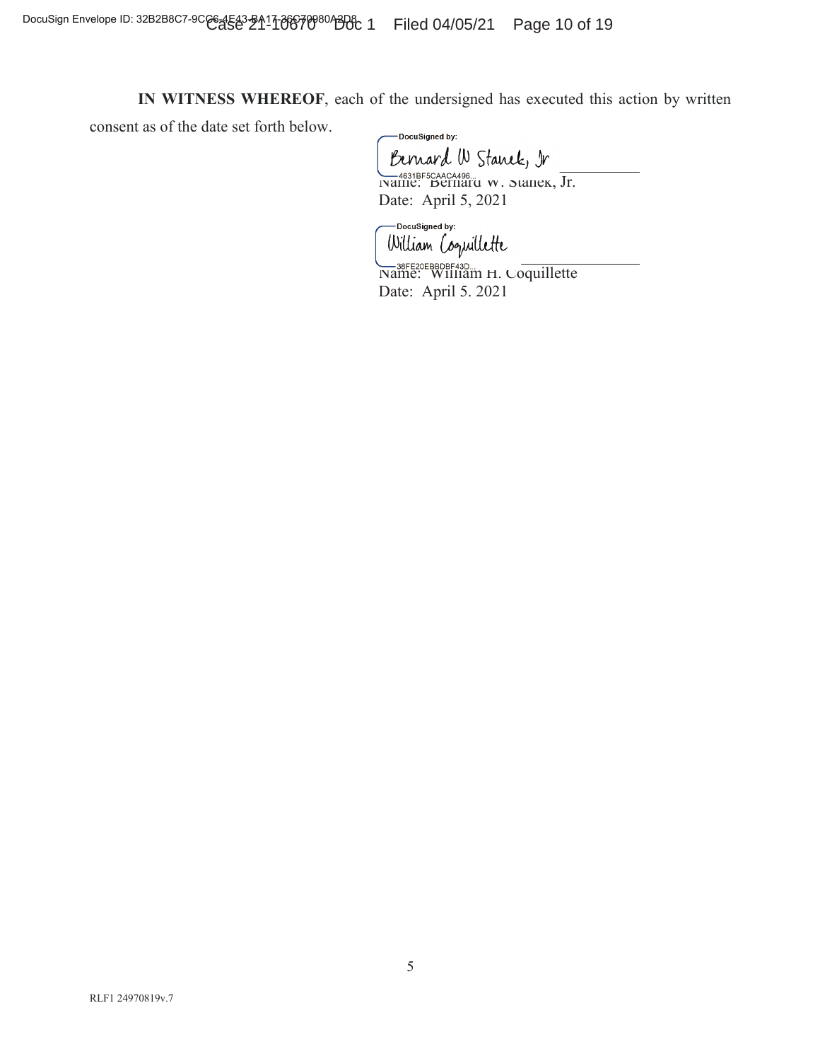**IN WITNESS WHEREOF**, each of the undersigned has executed this action by written consent as of the date set forth below.

DocuSigned by:
Bernard W Stanek, Jr
4631BF5CAACA496...

Name: Bernard W. Stanek, Jr.
Date: April 5, 2021

DocuSigned by:
William Coquillette
38FE20EBBDBF43D...

Name: William H. Coquillette
Date: April 5. 2021

RLF1 24970819v.7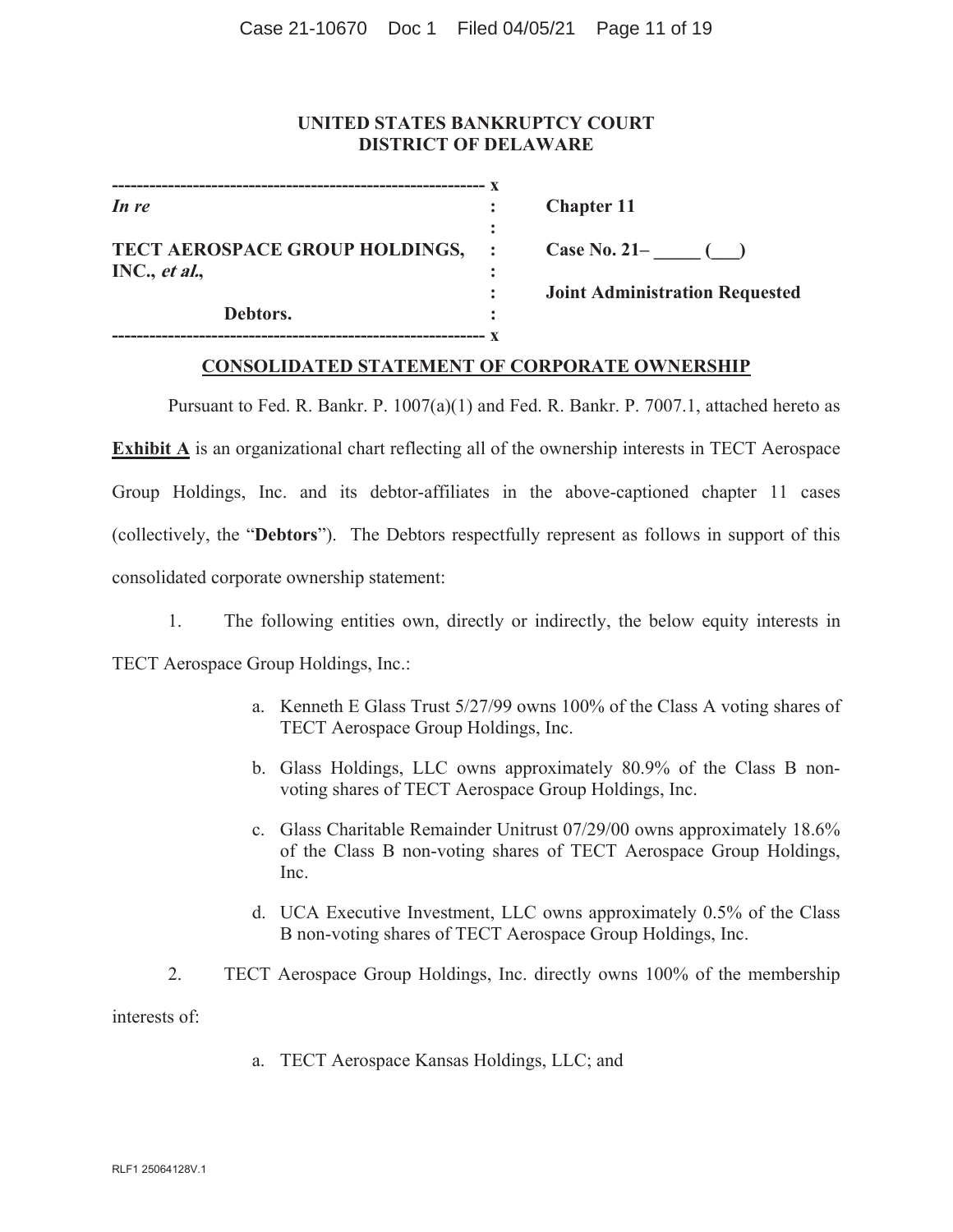**UNITED STATES BANKRUPTCY COURT**
**DISTRICT OF DELAWARE**

| | | |
|---|---|---|
| *In re* | : | **Chapter 11** |
| | : | |
| **TECT AEROSPACE GROUP HOLDINGS, INC., *et al.*,** | : | **Case No. 21– _____ (___)** |
| | : | **Joint Administration Requested** |
| **Debtors.** | : | |

## CONSOLIDATED STATEMENT OF CORPORATE OWNERSHIP

Pursuant to Fed. R. Bankr. P. 1007(a)(1) and Fed. R. Bankr. P. 7007.1, attached hereto as **Exhibit A** is an organizational chart reflecting all of the ownership interests in TECT Aerospace Group Holdings, Inc. and its debtor-affiliates in the above-captioned chapter 11 cases (collectively, the "**Debtors**"). The Debtors respectfully represent as follows in support of this consolidated corporate ownership statement:

1. The following entities own, directly or indirectly, the below equity interests in TECT Aerospace Group Holdings, Inc.:

   a. Kenneth E Glass Trust 5/27/99 owns 100% of the Class A voting shares of TECT Aerospace Group Holdings, Inc.

   b. Glass Holdings, LLC owns approximately 80.9% of the Class B non-voting shares of TECT Aerospace Group Holdings, Inc.

   c. Glass Charitable Remainder Unitrust 07/29/00 owns approximately 18.6% of the Class B non-voting shares of TECT Aerospace Group Holdings, Inc.

   d. UCA Executive Investment, LLC owns approximately 0.5% of the Class B non-voting shares of TECT Aerospace Group Holdings, Inc.

2. TECT Aerospace Group Holdings, Inc. directly owns 100% of the membership interests of:

   a. TECT Aerospace Kansas Holdings, LLC; and

RLF1 25064128V.1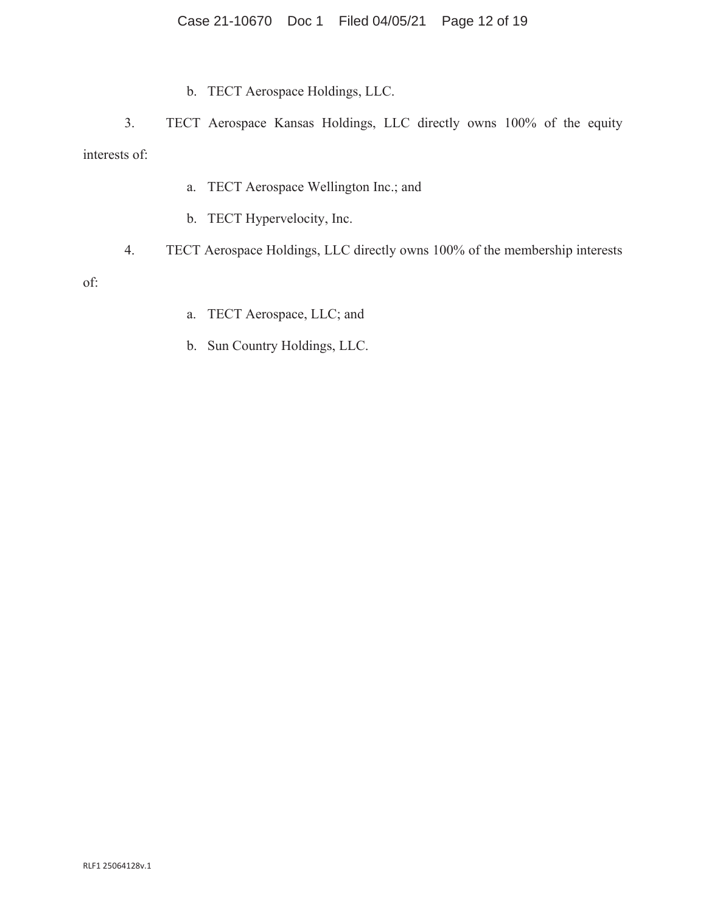b. TECT Aerospace Holdings, LLC.

3. TECT Aerospace Kansas Holdings, LLC directly owns 100% of the equity interests of:

a. TECT Aerospace Wellington Inc.; and

b. TECT Hypervelocity, Inc.

4. TECT Aerospace Holdings, LLC directly owns 100% of the membership interests of:

a. TECT Aerospace, LLC; and

b. Sun Country Holdings, LLC.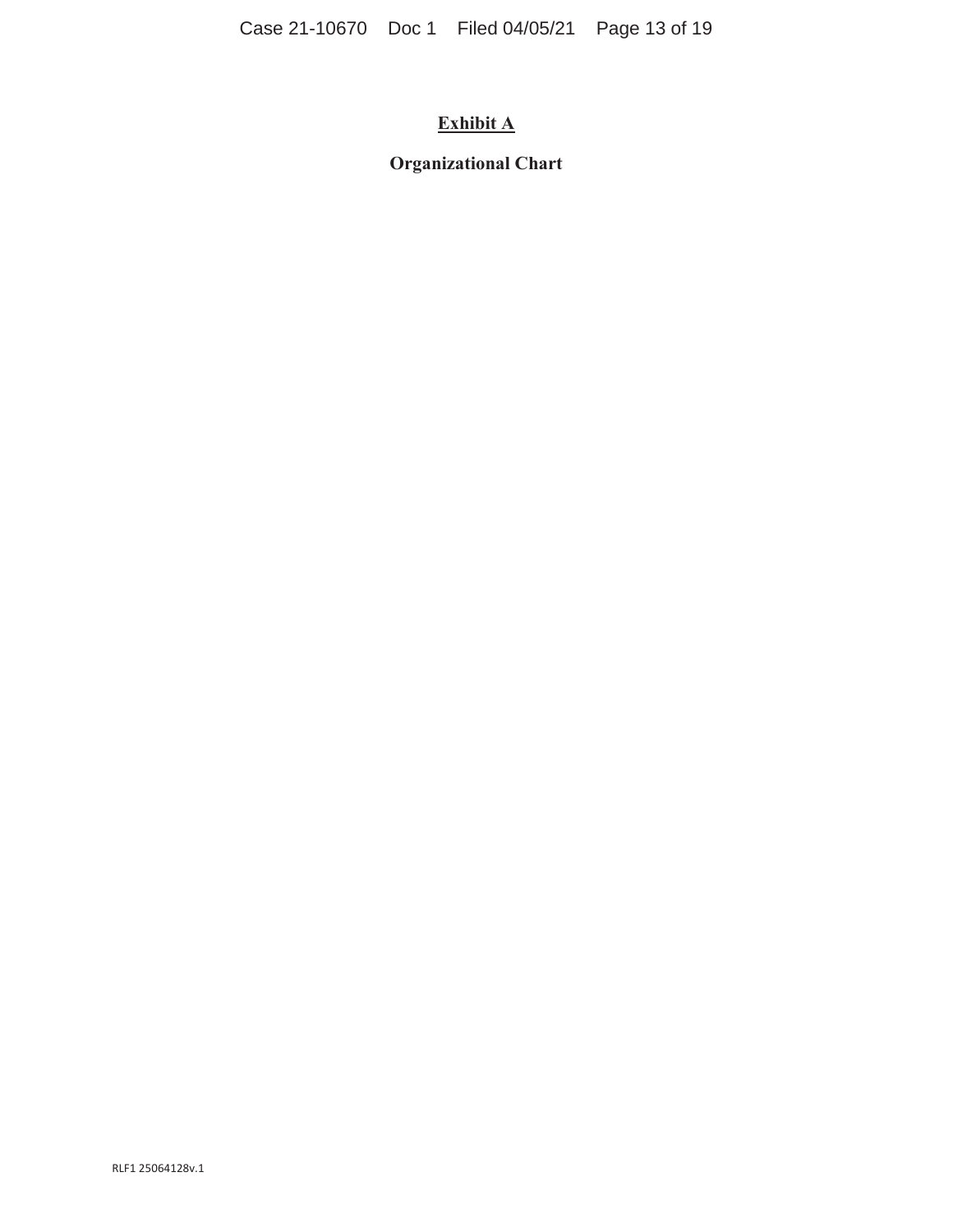**<u>Exhibit A</u>**

**Organizational Chart**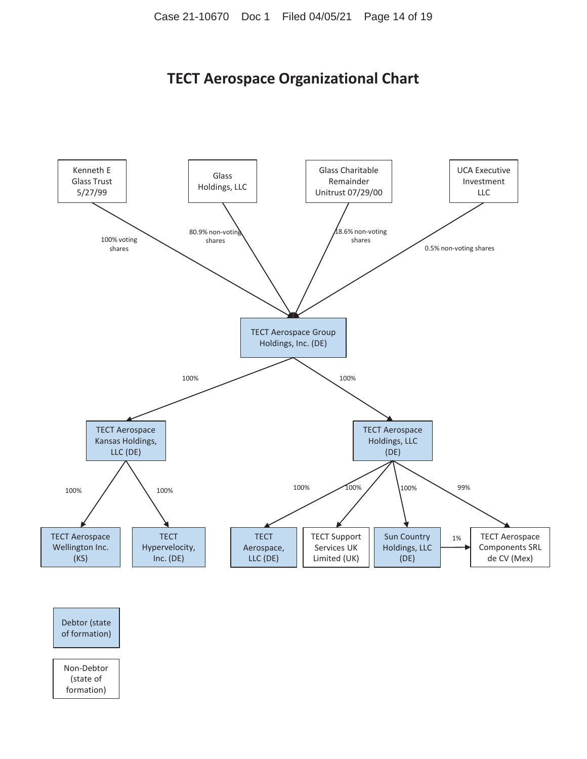# TECT Aerospace Organizational Chart

**Shareholders of TECT Aerospace Group Holdings, Inc. (DE):**

- Kenneth E Glass Trust 5/27/99 — 100% voting shares
- Glass Holdings, LLC — 80.9% non-voting shares
- Glass Charitable Remainder Unitrust 07/29/00 — 18.6% non-voting shares
- UCA Executive Investment LLC — 0.5% non-voting shares

**TECT Aerospace Group Holdings, Inc. (DE)** owns:

- 100% — TECT Aerospace Kansas Holdings, LLC (DE)
  - 100% — TECT Aerospace Wellington Inc. (KS)
  - 100% — TECT Hypervelocity, Inc. (DE)
- 100% — TECT Aerospace Holdings, LLC (DE)
  - 100% — TECT Aerospace, LLC (DE)
  - 100% — TECT Support Services UK Limited (UK)
  - 100% — Sun Country Holdings, LLC (DE)
    - 1% — TECT Aerospace Components SRL de CV (Mex)
  - 99% — TECT Aerospace Components SRL de CV (Mex)

**Legend:**

- Debtor (state of formation) — shaded boxes: TECT Aerospace Group Holdings, Inc. (DE); TECT Aerospace Kansas Holdings, LLC (DE); TECT Aerospace Holdings, LLC (DE); TECT Aerospace Wellington Inc. (KS); TECT Hypervelocity, Inc. (DE); TECT Aerospace, LLC (DE); Sun Country Holdings, LLC (DE)
- Non-Debtor (state of formation) — unshaded boxes: Kenneth E Glass Trust 5/27/99; Glass Holdings, LLC; Glass Charitable Remainder Unitrust 07/29/00; UCA Executive Investment LLC; TECT Support Services UK Limited (UK); TECT Aerospace Components SRL de CV (Mex)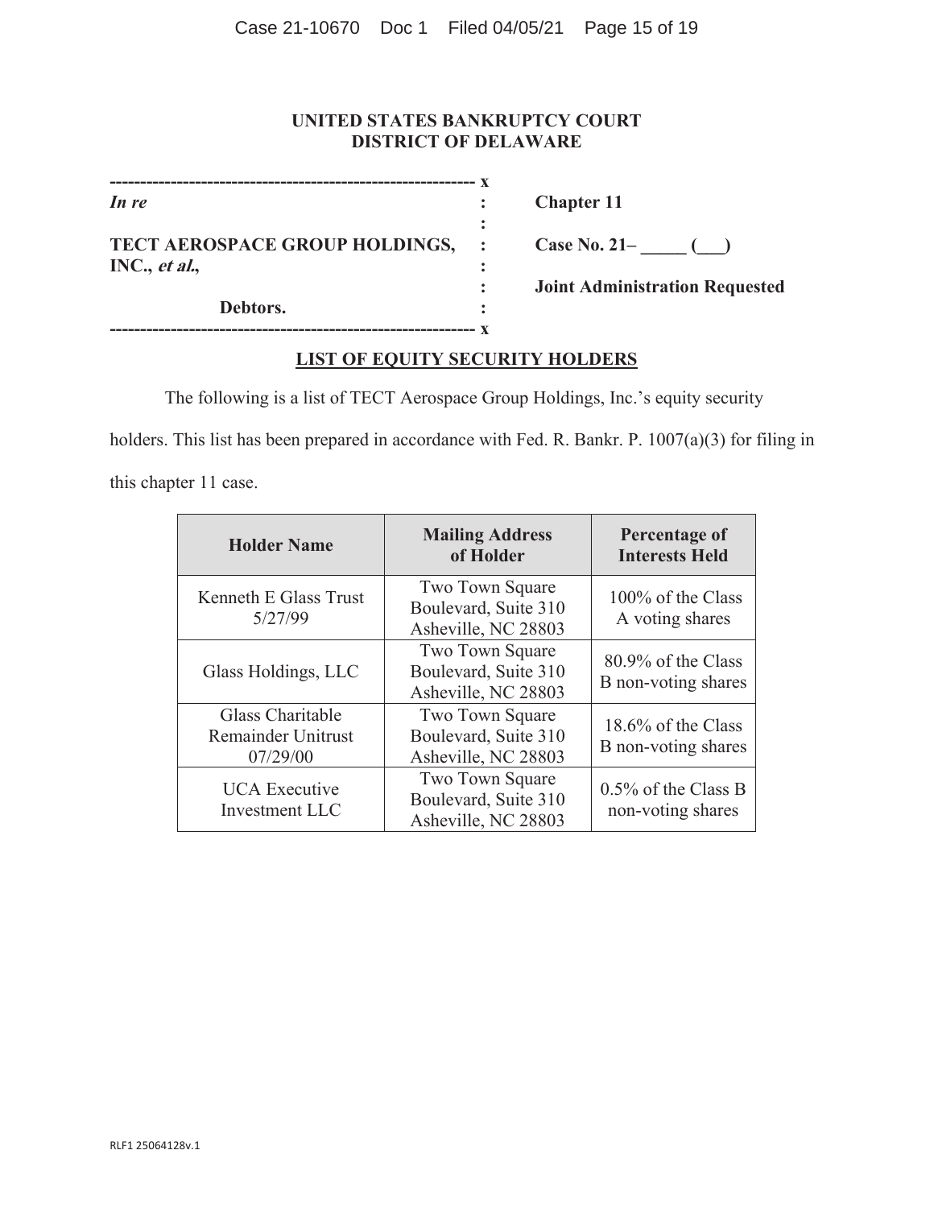**UNITED STATES BANKRUPTCY COURT**
**DISTRICT OF DELAWARE**

| | | |
|---|---|---|
| *In re* | : | **Chapter 11** |
| **TECT AEROSPACE GROUP HOLDINGS, INC., *et al.*,** | : | **Case No. 21– _____ (___)** |
| | : | **Joint Administration Requested** |
| **Debtors.** | : | |

## LIST OF EQUITY SECURITY HOLDERS

The following is a list of TECT Aerospace Group Holdings, Inc.'s equity security holders. This list has been prepared in accordance with Fed. R. Bankr. P. 1007(a)(3) for filing in this chapter 11 case.

| Holder Name | Mailing Address of Holder | Percentage of Interests Held |
|---|---|---|
| Kenneth E Glass Trust 5/27/99 | Two Town Square Boulevard, Suite 310 Asheville, NC 28803 | 100% of the Class A voting shares |
| Glass Holdings, LLC | Two Town Square Boulevard, Suite 310 Asheville, NC 28803 | 80.9% of the Class B non-voting shares |
| Glass Charitable Remainder Unitrust 07/29/00 | Two Town Square Boulevard, Suite 310 Asheville, NC 28803 | 18.6% of the Class B non-voting shares |
| UCA Executive Investment LLC | Two Town Square Boulevard, Suite 310 Asheville, NC 28803 | 0.5% of the Class B non-voting shares |

RLF1 25064128v.1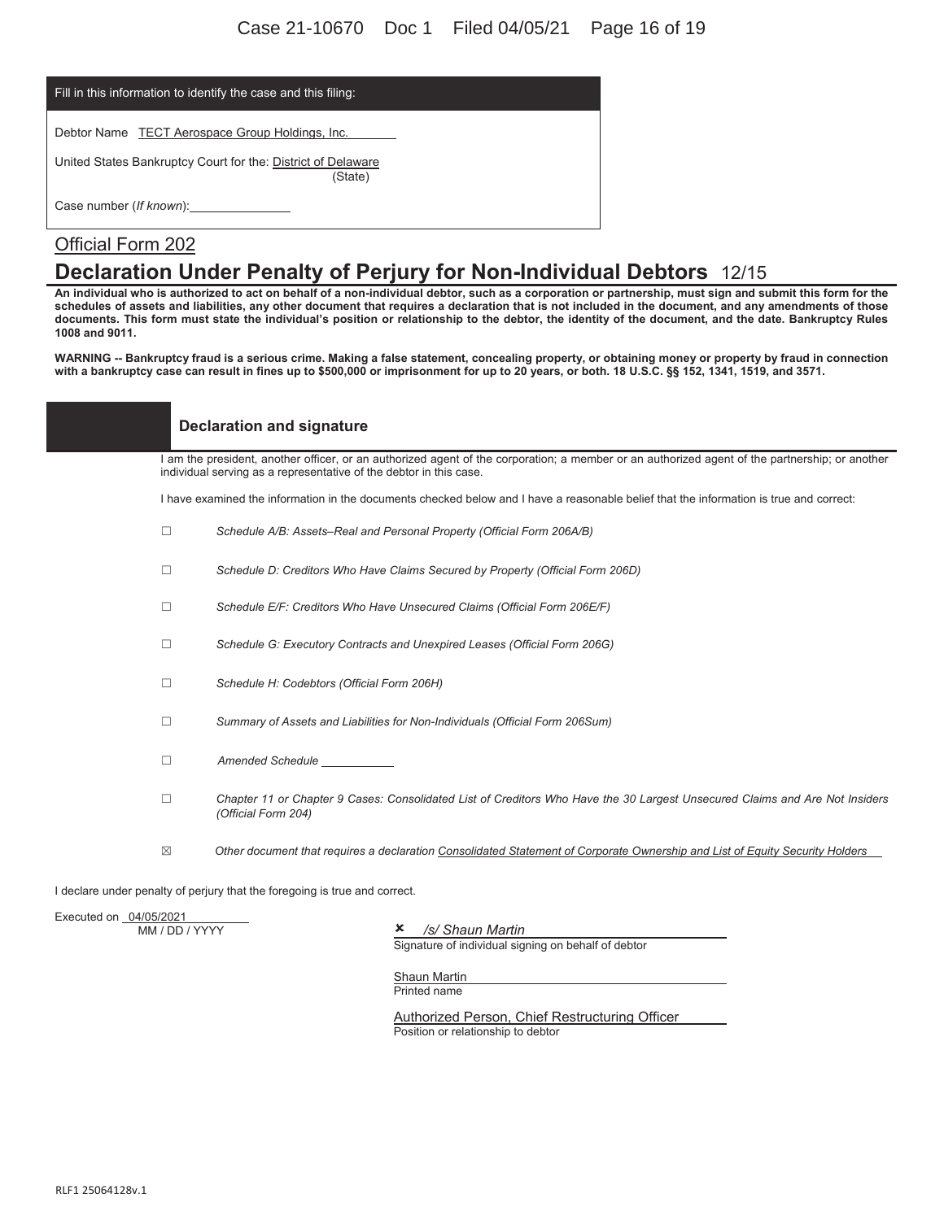Fill in this information to identify the case and this filing:

Debtor Name TECT Aerospace Group Holdings, Inc.

United States Bankruptcy Court for the: District of Delaware (State)

Case number (*If known*):

Official Form 202

# Declaration Under Penalty of Perjury for Non-Individual Debtors 12/15

**An individual who is authorized to act on behalf of a non-individual debtor, such as a corporation or partnership, must sign and submit this form for the schedules of assets and liabilities, any other document that requires a declaration that is not included in the document, and any amendments of those documents. This form must state the individual's position or relationship to the debtor, the identity of the document, and the date. Bankruptcy Rules 1008 and 9011.**

**WARNING -- Bankruptcy fraud is a serious crime. Making a false statement, concealing property, or obtaining money or property by fraud in connection with a bankruptcy case can result in fines up to $500,000 or imprisonment for up to 20 years, or both. 18 U.S.C. §§ 152, 1341, 1519, and 3571.**

## Declaration and signature

I am the president, another officer, or an authorized agent of the corporation; a member or an authorized agent of the partnership; or another individual serving as a representative of the debtor in this case.

I have examined the information in the documents checked below and I have a reasonable belief that the information is true and correct:

- ☐ *Schedule A/B: Assets–Real and Personal Property (Official Form 206A/B)*
- ☐ *Schedule D: Creditors Who Have Claims Secured by Property (Official Form 206D)*
- ☐ *Schedule E/F: Creditors Who Have Unsecured Claims (Official Form 206E/F)*
- ☐ *Schedule G: Executory Contracts and Unexpired Leases (Official Form 206G)*
- ☐ *Schedule H: Codebtors (Official Form 206H)*
- ☐ *Summary of Assets and Liabilities for Non-Individuals (Official Form 206Sum)*
- ☐ *Amended Schedule* ___________
- ☐ *Chapter 11 or Chapter 9 Cases: Consolidated List of Creditors Who Have the 30 Largest Unsecured Claims and Are Not Insiders (Official Form 204)*
- ☒ *Other document that requires a declaration* Consolidated Statement of Corporate Ownership and List of Equity Security Holders

I declare under penalty of perjury that the foregoing is true and correct.

Executed on 04/05/2021
MM / DD / YYYY

✘ */s/ Shaun Martin*
Signature of individual signing on behalf of debtor

Shaun Martin
Printed name

Authorized Person, Chief Restructuring Officer
Position or relationship to debtor

RLF1 25064128v.1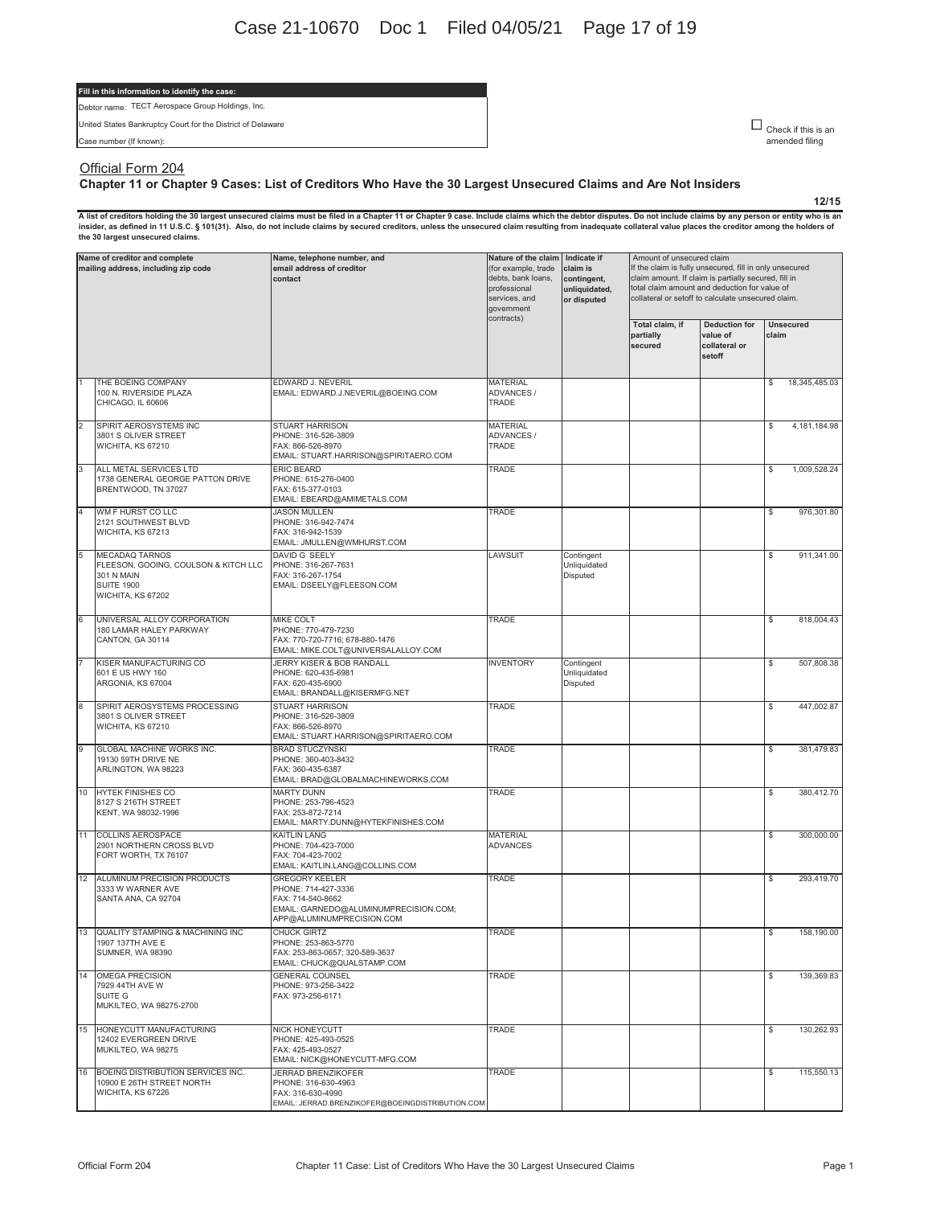**Fill in this information to identify the case:**

Debtor name: TECT Aerospace Group Holdings, Inc.

United States Bankruptcy Court for the District of Delaware

Case number (If known):

☐ Check if this is an amended filing

## Official Form 204

### Chapter 11 or Chapter 9 Cases: List of Creditors Who Have the 30 Largest Unsecured Claims and Are Not Insiders

**12/15**

**A list of creditors holding the 30 largest unsecured claims must be filed in a Chapter 11 or Chapter 9 case. Include claims which the debtor disputes. Do not include claims by any person or entity who is an insider, as defined in 11 U.S.C. § 101(31). Also, do not include claims by secured creditors, unless the unsecured claim resulting from inadequate collateral value places the creditor among the holders of the 30 largest unsecured claims.**

| | Name of creditor and complete mailing address, including zip code | Name, telephone number, and email address of creditor contact | Nature of the claim (for example, trade debts, bank loans, professional services, and government contracts) | Indicate if claim is contingent, unliquidated, or disputed | Amount of unsecured claim If the claim is fully unsecured, fill in only unsecured claim amount. If claim is partially secured, fill in total claim amount and deduction for value of collateral or setoff to calculate unsecured claim. | | |
|---|---|---|---|---|---|---|---|
| | | | | | Total claim, if partially secured | Deduction for value of collateral or setoff | Unsecured claim |
| 1 | THE BOEING COMPANY<br>100 N. RIVERSIDE PLAZA<br>CHICAGO, IL 60606 | EDWARD J. NEVERIL<br>EMAIL: EDWARD.J.NEVERIL@BOEING.COM | MATERIAL ADVANCES / TRADE | | | | $ 18,345,485.03 |
| 2 | SPIRIT AEROSYSTEMS INC<br>3801 S OLIVER STREET<br>WICHITA, KS 67210 | STUART HARRISON<br>PHONE: 316-526-3809<br>FAX: 866-526-8970<br>EMAIL: STUART.HARRISON@SPIRITAERO.COM | MATERIAL ADVANCES / TRADE | | | | $ 4,181,184.98 |
| 3 | ALL METAL SERVICES LTD<br>1738 GENERAL GEORGE PATTON DRIVE<br>BRENTWOOD, TN 37027 | ERIC BEARD<br>PHONE: 615-276-0400<br>FAX: 615-377-0103<br>EMAIL: EBEARD@AMIMETALS.COM | TRADE | | | | $ 1,009,528.24 |
| 4 | WM F HURST CO LLC<br>2121 SOUTHWEST BLVD<br>WICHITA, KS 67213 | JASON MULLEN<br>PHONE: 316-942-7474<br>FAX: 316-942-1539<br>EMAIL: JMULLEN@WMHURST.COM | TRADE | | | | $ 976,301.80 |
| 5 | MECADAQ TARNOS<br>FLEESON, GOOING, COULSON & KITCH LLC<br>301 N MAIN<br>SUITE 1900<br>WICHITA, KS 67202 | DAVID G SEELY<br>PHONE: 316-267-7631<br>FAX: 316-267-1754<br>EMAIL: DSEELY@FLEESON.COM | LAWSUIT | Contingent<br>Unliquidated<br>Disputed | | | $ 911,341.00 |
| 6 | UNIVERSAL ALLOY CORPORATION<br>180 LAMAR HALEY PARKWAY<br>CANTON, GA 30114 | MIKE COLT<br>PHONE: 770-479-7230<br>FAX: 770-720-7716; 678-880-1476<br>EMAIL: MIKE.COLT@UNIVERSALALLOY.COM | TRADE | | | | $ 818,004.43 |
| 7 | KISER MANUFACTURING CO<br>601 E US HWY 160<br>ARGONIA, KS 67004 | JERRY KISER & BOB RANDALL<br>PHONE: 620-435-6981<br>FAX: 620-435-6900<br>EMAIL: BRANDALL@KISERMFG.NET | INVENTORY | Contingent<br>Unliquidated<br>Disputed | | | $ 507,808.38 |
| 8 | SPIRIT AEROSYSTEMS PROCESSING<br>3801 S OLIVER STREET<br>WICHITA, KS 67210 | STUART HARRISON<br>PHONE: 316-526-3809<br>FAX: 866-526-8970<br>EMAIL: STUART.HARRISON@SPIRITAERO.COM | TRADE | | | | $ 447,002.87 |
| 9 | GLOBAL MACHINE WORKS INC.<br>19130 59TH DRIVE NE<br>ARLINGTON, WA 98223 | BRAD STUCZYNSKI<br>PHONE: 360-403-8432<br>FAX: 360-435-6387<br>EMAIL: BRAD@GLOBALMACHINEWORKS.COM | TRADE | | | | $ 381,479.83 |
| 10 | HYTEK FINISHES CO<br>8127 S 216TH STREET<br>KENT, WA 98032-1996 | MARTY DUNN<br>PHONE: 253-796-4523<br>FAX: 253-872-7214<br>EMAIL: MARTY.DUNN@HYTEKFINISHES.COM | TRADE | | | | $ 380,412.70 |
| 11 | COLLINS AEROSPACE<br>2901 NORTHERN CROSS BLVD<br>FORT WORTH, TX 76107 | KAITLIN LANG<br>PHONE: 704-423-7000<br>FAX: 704-423-7002<br>EMAIL: KAITLIN.LANG@COLLINS.COM | MATERIAL ADVANCES | | | | $ 300,000.00 |
| 12 | ALUMINUM PRECISION PRODUCTS<br>3333 W WARNER AVE<br>SANTA ANA, CA 92704 | GREGORY KEELER<br>PHONE: 714-427-3336<br>FAX: 714-540-8662<br>EMAIL: GARNEDO@ALUMINUMPRECISION.COM; APP@ALUMINUMPRECISION.COM | TRADE | | | | $ 293,419.70 |
| 13 | QUALITY STAMPING & MACHINING INC<br>1907 137TH AVE E<br>SUMNER, WA 98390 | CHUCK GIRTZ<br>PHONE: 253-863-5770<br>FAX: 253-863-0657; 320-589-3637<br>EMAIL: CHUCK@QUALSTAMP.COM | TRADE | | | | $ 158,190.00 |
| 14 | OMEGA PRECISION<br>7929 44TH AVE W<br>SUITE G<br>MUKILTEO, WA 98275-2700 | GENERAL COUNSEL<br>PHONE: 973-256-3422<br>FAX: 973-256-6171 | TRADE | | | | $ 139,369.83 |
| 15 | HONEYCUTT MANUFACTURING<br>12402 EVERGREEN DRIVE<br>MUKILTEO, WA 98275 | NICK HONEYCUTT<br>PHONE: 425-493-0525<br>FAX: 425-493-0527<br>EMAIL: NICK@HONEYCUTT-MFG.COM | TRADE | | | | $ 130,262.93 |
| 16 | BOEING DISTRIBUTION SERVICES INC.<br>10900 E 26TH STREET NORTH<br>WICHITA, KS 67226 | JERRAD BRENZIKOFER<br>PHONE: 316-630-4963<br>FAX: 316-630-4990<br>EMAIL: JERRAD.BRENZIKOFER@BOEINGDISTRIBUTION.COM | TRADE | | | | $ 115,550.13 |

Official Form 204 — Chapter 11 Case: List of Creditors Who Have the 30 Largest Unsecured Claims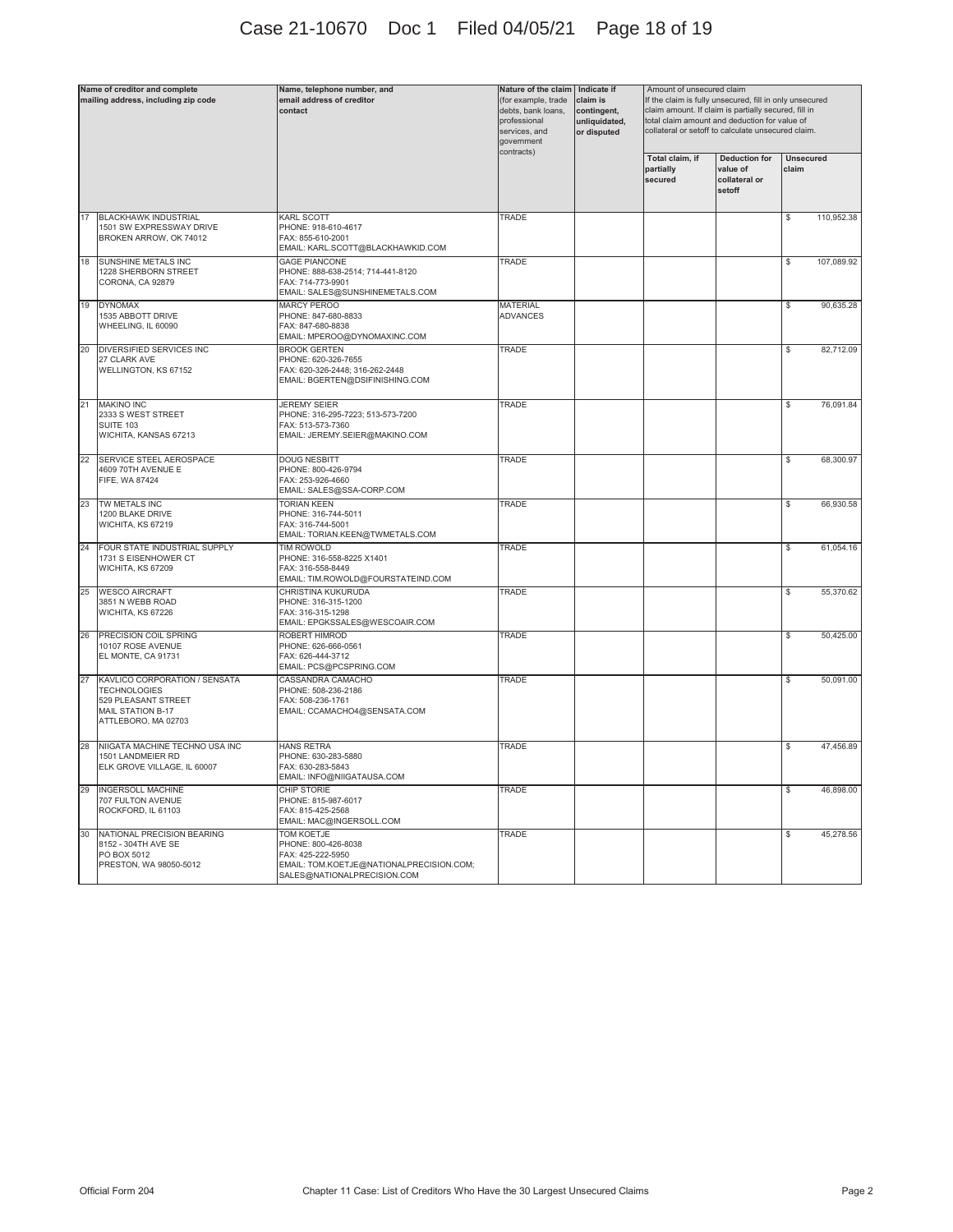| | Name of creditor and complete mailing address, including zip code | Name, telephone number, and email address of creditor contact | Nature of the claim (for example, trade debts, bank loans, professional services, and government contracts) | Indicate if claim is contingent, unliquidated, or disputed | Amount of unsecured claim If the claim is fully unsecured, fill in only unsecured claim amount. If claim is partially secured, fill in total claim amount and deduction for value of collateral or setoff to calculate unsecured claim. | | |
|---|---|---|---|---|---|---|---|
| | | | | | Total claim, if partially secured | Deduction for value of collateral or setoff | Unsecured claim |
| 17 | BLACKHAWK INDUSTRIAL<br>1501 SW EXPRESSWAY DRIVE<br>BROKEN ARROW, OK 74012 | KARL SCOTT<br>PHONE: 918-610-4617<br>FAX: 855-610-2001<br>EMAIL: KARL.SCOTT@BLACKHAWKID.COM | TRADE | | | | $ 110,952.38 |
| 18 | SUNSHINE METALS INC<br>1228 SHERBORN STREET<br>CORONA, CA 92879 | GAGE PIANCONE<br>PHONE: 888-638-2514; 714-441-8120<br>FAX: 714-773-9901<br>EMAIL: SALES@SUNSHINEMETALS.COM | TRADE | | | | $ 107,089.92 |
| 19 | DYNOMAX<br>1535 ABBOTT DRIVE<br>WHEELING, IL 60090 | MARCY PEROO<br>PHONE: 847-680-8833<br>FAX: 847-680-8838<br>EMAIL: MPEROO@DYNOMAXINC.COM | MATERIAL ADVANCES | | | | $ 90,635.28 |
| 20 | DIVERSIFIED SERVICES INC<br>27 CLARK AVE<br>WELLINGTON, KS 67152 | BROOK GERTEN<br>PHONE: 620-326-7655<br>FAX: 620-326-2448; 316-262-2448<br>EMAIL: BGERTEN@DSIFINISHING.COM | TRADE | | | | $ 82,712.09 |
| 21 | MAKINO INC<br>2333 S WEST STREET<br>SUITE 103<br>WICHITA, KANSAS 67213 | JEREMY SEIER<br>PHONE: 316-295-7223; 513-573-7200<br>FAX: 513-573-7360<br>EMAIL: JEREMY.SEIER@MAKINO.COM | TRADE | | | | $ 76,091.84 |
| 22 | SERVICE STEEL AEROSPACE<br>4609 70TH AVENUE E<br>FIFE, WA 87424 | DOUG NESBITT<br>PHONE: 800-426-9794<br>FAX: 253-926-4660<br>EMAIL: SALES@SSA-CORP.COM | TRADE | | | | $ 68,300.97 |
| 23 | TW METALS INC<br>1200 BLAKE DRIVE<br>WICHITA, KS 67219 | TORIAN KEEN<br>PHONE: 316-744-5011<br>FAX: 316-744-5001<br>EMAIL: TORIAN.KEEN@TWMETALS.COM | TRADE | | | | $ 66,930.58 |
| 24 | FOUR STATE INDUSTRIAL SUPPLY<br>1731 S EISENHOWER CT<br>WICHITA, KS 67209 | TIM ROWOLD<br>PHONE: 316-558-8225 X1401<br>FAX: 316-558-8449<br>EMAIL: TIM.ROWOLD@FOURSTATEIND.COM | TRADE | | | | $ 61,054.16 |
| 25 | WESCO AIRCRAFT<br>3851 N WEBB ROAD<br>WICHITA, KS 67226 | CHRISTINA KUKURUDA<br>PHONE: 316-315-1200<br>FAX: 316-315-1298<br>EMAIL: EPGKSSALES@WESCOAIR.COM | TRADE | | | | $ 55,370.62 |
| 26 | PRECISION COIL SPRING<br>10107 ROSE AVENUE<br>EL MONTE, CA 91731 | ROBERT HIMROD<br>PHONE: 626-666-0561<br>FAX: 626-444-3712<br>EMAIL: PCS@PCSPRING.COM | TRADE | | | | $ 50,425.00 |
| 27 | KAVLICO CORPORATION / SENSATA TECHNOLOGIES<br>529 PLEASANT STREET<br>MAIL STATION B-17<br>ATTLEBORO, MA 02703 | CASSANDRA CAMACHO<br>PHONE: 508-236-2186<br>FAX: 508-236-1761<br>EMAIL: CCAMACHO4@SENSATA.COM | TRADE | | | | $ 50,091.00 |
| 28 | NIIGATA MACHINE TECHNO USA INC<br>1501 LANDMEIER RD<br>ELK GROVE VILLAGE, IL 60007 | HANS RETRA<br>PHONE: 630-283-5880<br>FAX: 630-283-5843<br>EMAIL: INFO@NIIGATAUSA.COM | TRADE | | | | $ 47,456.89 |
| 29 | INGERSOLL MACHINE<br>707 FULTON AVENUE<br>ROCKFORD, IL 61103 | CHIP STORIE<br>PHONE: 815-987-6017<br>FAX: 815-425-2568<br>EMAIL: MAC@INGERSOLL.COM | TRADE | | | | $ 46,898.00 |
| 30 | NATIONAL PRECISION BEARING<br>8152 - 304TH AVE SE<br>PO BOX 5012<br>PRESTON, WA 98050-5012 | TOM KOETJE<br>PHONE: 800-426-8038<br>FAX: 425-222-5950<br>EMAIL: TOM.KOETJE@NATIONALPRECISION.COM; SALES@NATIONALPRECISION.COM | TRADE | | | | $ 45,278.56 |

Official Form 204 — Chapter 11 Case: List of Creditors Who Have the 30 Largest Unsecured Claims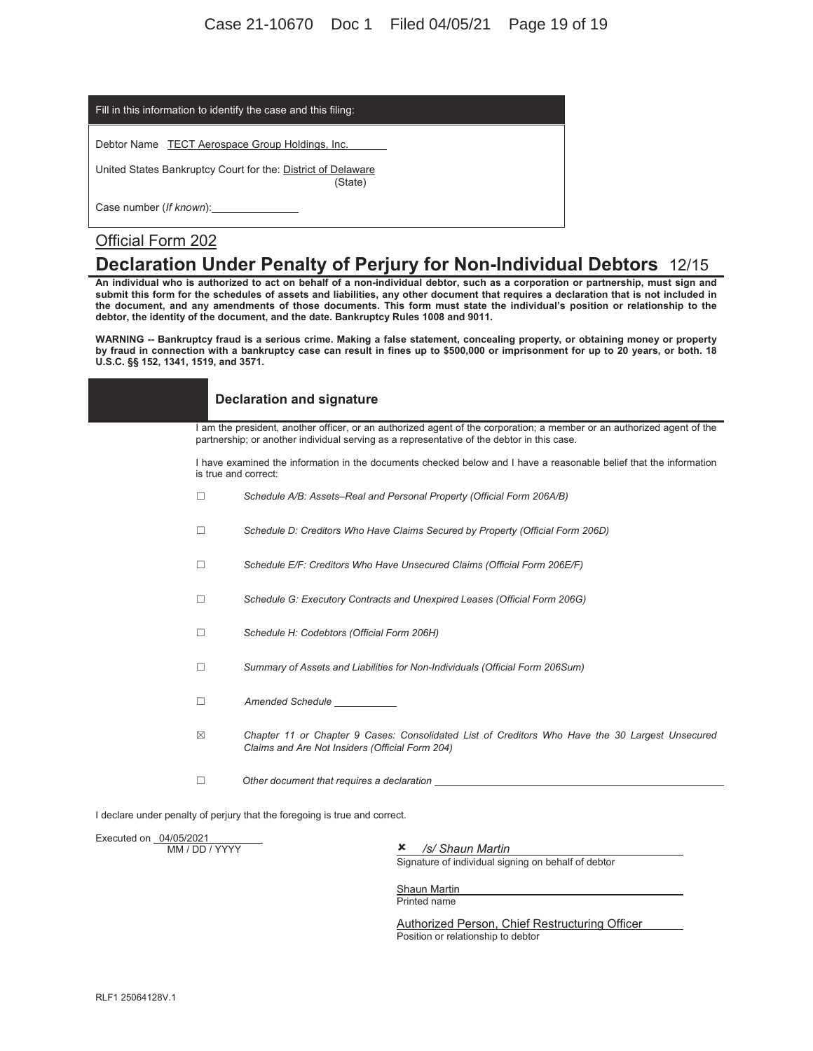Fill in this information to identify the case and this filing:

Debtor Name TECT Aerospace Group Holdings, Inc.

United States Bankruptcy Court for the: District of Delaware
(State)

Case number (*If known*):

Official Form 202

# Declaration Under Penalty of Perjury for Non-Individual Debtors 12/15

**An individual who is authorized to act on behalf of a non-individual debtor, such as a corporation or partnership, must sign and submit this form for the schedules of assets and liabilities, any other document that requires a declaration that is not included in the document, and any amendments of those documents. This form must state the individual's position or relationship to the debtor, the identity of the document, and the date. Bankruptcy Rules 1008 and 9011.**

**WARNING -- Bankruptcy fraud is a serious crime. Making a false statement, concealing property, or obtaining money or property by fraud in connection with a bankruptcy case can result in fines up to $500,000 or imprisonment for up to 20 years, or both. 18 U.S.C. §§ 152, 1341, 1519, and 3571.**

## Declaration and signature

I am the president, another officer, or an authorized agent of the corporation; a member or an authorized agent of the partnership; or another individual serving as a representative of the debtor in this case.

I have examined the information in the documents checked below and I have a reasonable belief that the information is true and correct:

- ☐ *Schedule A/B: Assets–Real and Personal Property (Official Form 206A/B)*
- ☐ *Schedule D: Creditors Who Have Claims Secured by Property (Official Form 206D)*
- ☐ *Schedule E/F: Creditors Who Have Unsecured Claims (Official Form 206E/F)*
- ☐ *Schedule G: Executory Contracts and Unexpired Leases (Official Form 206G)*
- ☐ *Schedule H: Codebtors (Official Form 206H)*
- ☐ *Summary of Assets and Liabilities for Non-Individuals (Official Form 206Sum)*
- ☐ *Amended Schedule* ___________
- ☒ *Chapter 11 or Chapter 9 Cases: Consolidated List of Creditors Who Have the 30 Largest Unsecured Claims and Are Not Insiders (Official Form 204)*
- ☐ *Other document that requires a declaration* ___________

I declare under penalty of perjury that the foregoing is true and correct.

Executed on 04/05/2021
MM / DD / YYYY

✘ */s/ Shaun Martin*
Signature of individual signing on behalf of debtor

Shaun Martin
Printed name

Authorized Person, Chief Restructuring Officer
Position or relationship to debtor

RLF1 25064128V.1